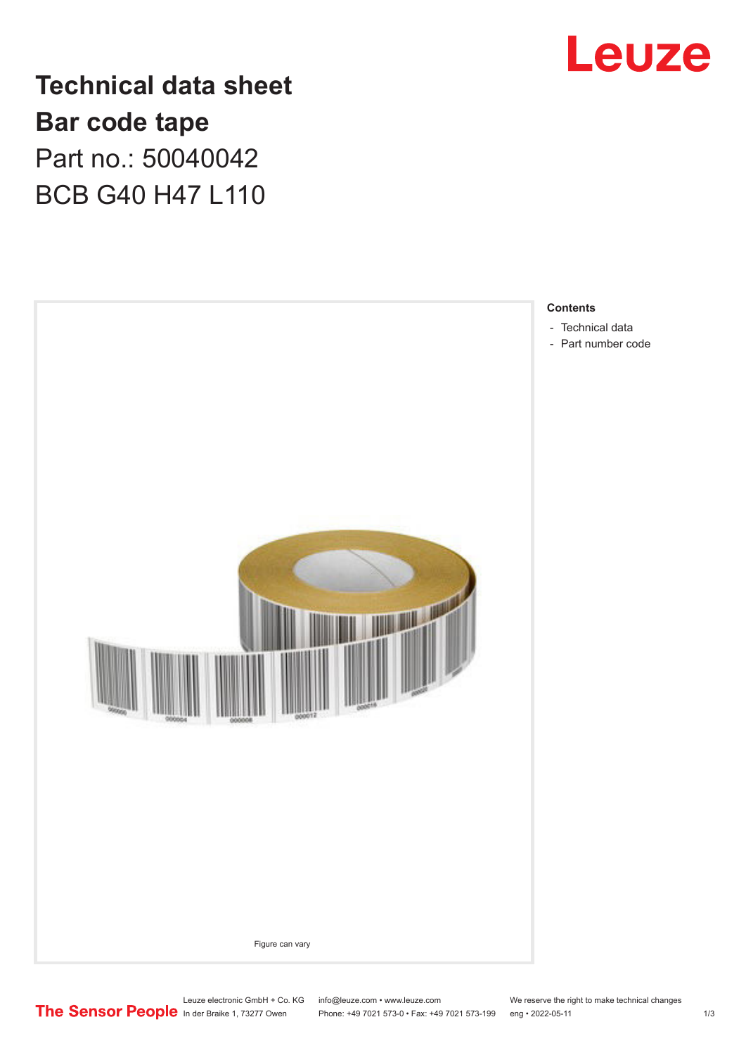# Technical data sheet
# Bar code tape
## Part no.: 50040042
## BCB G40 H47 L110

Figure can vary

**Contents**

- Technical data
- Part number code

Leuze electronic GmbH + Co. KG
In der Braike 1, 73277 Owen

info@leuze.com • www.leuze.com
Phone: +49 7021 573-0 • Fax: +49 7021 573-199

We reserve the right to make technical changes
eng • 2022-05-11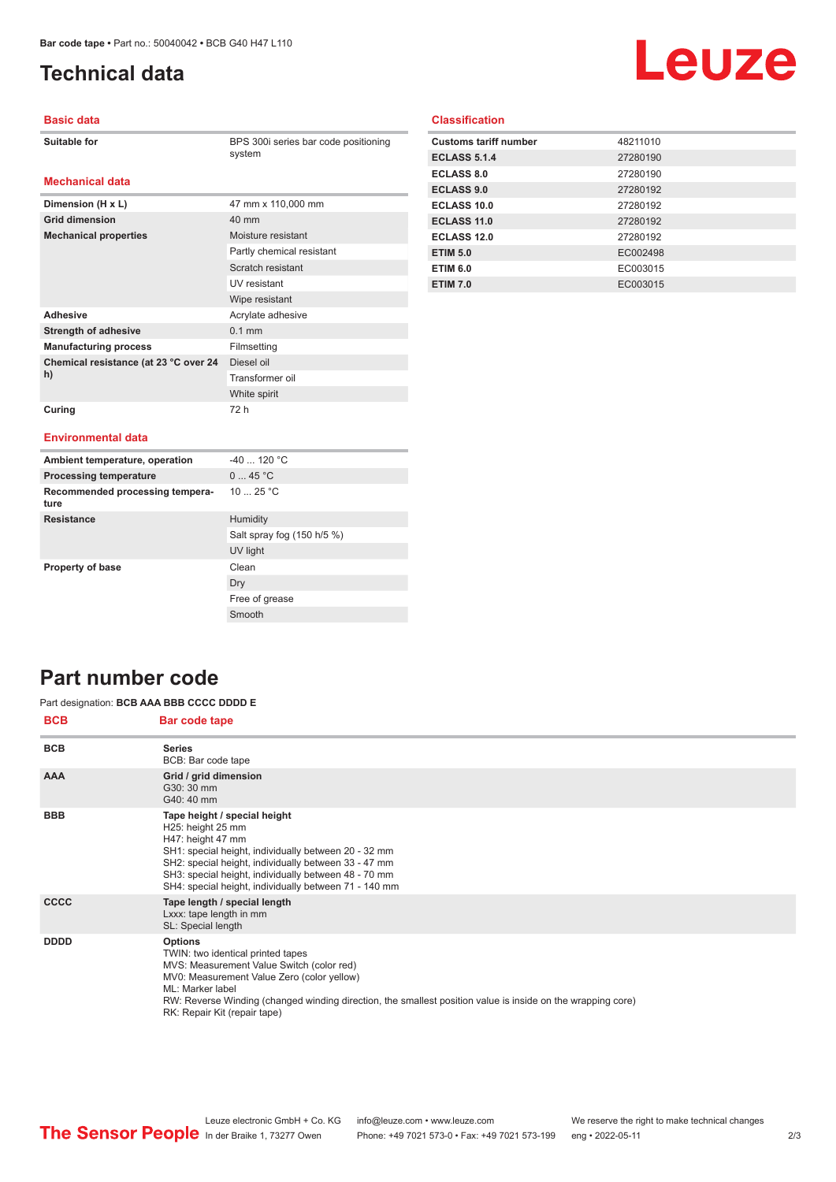# Technical data

## Basic data

| | |
|---|---|
| **Suitable for** | BPS 300i series bar code positioning system |

## Mechanical data

| | |
|---|---|
| **Dimension (H x L)** | 47 mm x 110,000 mm |
| **Grid dimension** | 40 mm |
| **Mechanical properties** | Moisture resistant |
| | Partly chemical resistant |
| | Scratch resistant |
| | UV resistant |
| | Wipe resistant |
| **Adhesive** | Acrylate adhesive |
| **Strength of adhesive** | 0.1 mm |
| **Manufacturing process** | Filmsetting |
| **Chemical resistance (at 23 °C over 24 h)** | Diesel oil |
| | Transformer oil |
| | White spirit |
| **Curing** | 72 h |

## Environmental data

| | |
|---|---|
| **Ambient temperature, operation** | -40 ... 120 °C |
| **Processing temperature** | 0 ... 45 °C |
| **Recommended processing temperature** | 10 ... 25 °C |
| **Resistance** | Humidity |
| | Salt spray fog (150 h/5 %) |
| | UV light |
| **Property of base** | Clean |
| | Dry |
| | Free of grease |
| | Smooth |

## Classification

| | |
|---|---|
| **Customs tariff number** | 48211010 |
| **ECLASS 5.1.4** | 27280190 |
| **ECLASS 8.0** | 27280190 |
| **ECLASS 9.0** | 27280192 |
| **ECLASS 10.0** | 27280192 |
| **ECLASS 11.0** | 27280192 |
| **ECLASS 12.0** | 27280192 |
| **ETIM 5.0** | EC002498 |
| **ETIM 6.0** | EC003015 |
| **ETIM 7.0** | EC003015 |

# Part number code

Part designation: **BCB AAA BBB CCCC DDDD E**

| BCB | Bar code tape |
|---|---|
| **BCB** | **Series**<br>BCB: Bar code tape |
| **AAA** | **Grid / grid dimension**<br>G30: 30 mm<br>G40: 40 mm |
| **BBB** | **Tape height / special height**<br>H25: height 25 mm<br>H47: height 47 mm<br>SH1: special height, individually between 20 - 32 mm<br>SH2: special height, individually between 33 - 47 mm<br>SH3: special height, individually between 48 - 70 mm<br>SH4: special height, individually between 71 - 140 mm |
| **CCCC** | **Tape length / special length**<br>Lxxx: tape length in mm<br>SL: Special length |
| **DDDD** | **Options**<br>TWIN: two identical printed tapes<br>MVS: Measurement Value Switch (color red)<br>MV0: Measurement Value Zero (color yellow)<br>ML: Marker label<br>RW: Reverse Winding (changed winding direction, the smallest position value is inside on the wrapping core)<br>RK: Repair Kit (repair tape) |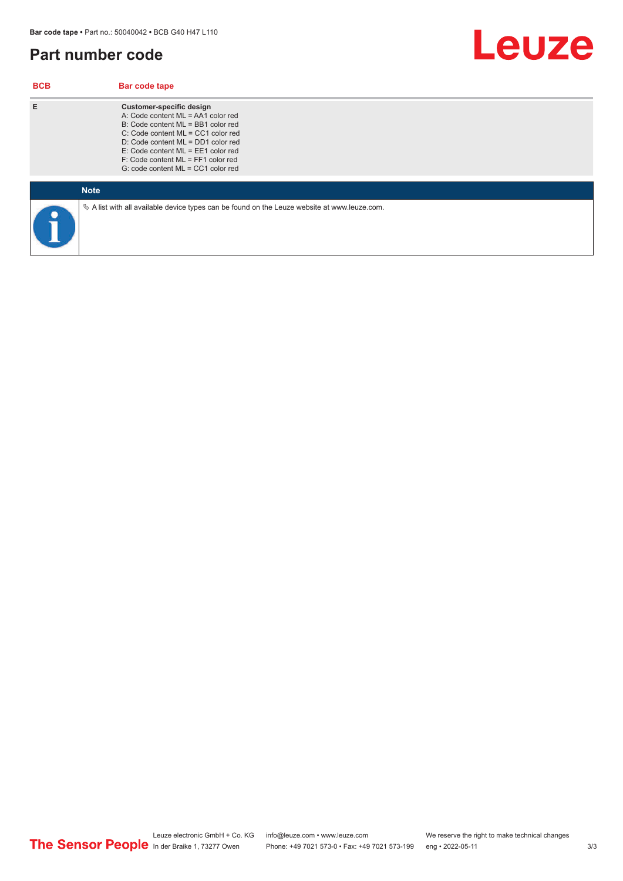## Part number code

| BCB | Bar code tape |
| --- | --- |
| E | **Customer-specific design**<br>A: Code content ML = AA1 color red<br>B: Code content ML = BB1 color red<br>C: Code content ML = CC1 color red<br>D: Code content ML = DD1 color red<br>E: Code content ML = EE1 color red<br>F: Code content ML = FF1 color red<br>G: code content ML = CC1 color red |

**Note**

- A list with all available device types can be found on the Leuze website at www.leuze.com.